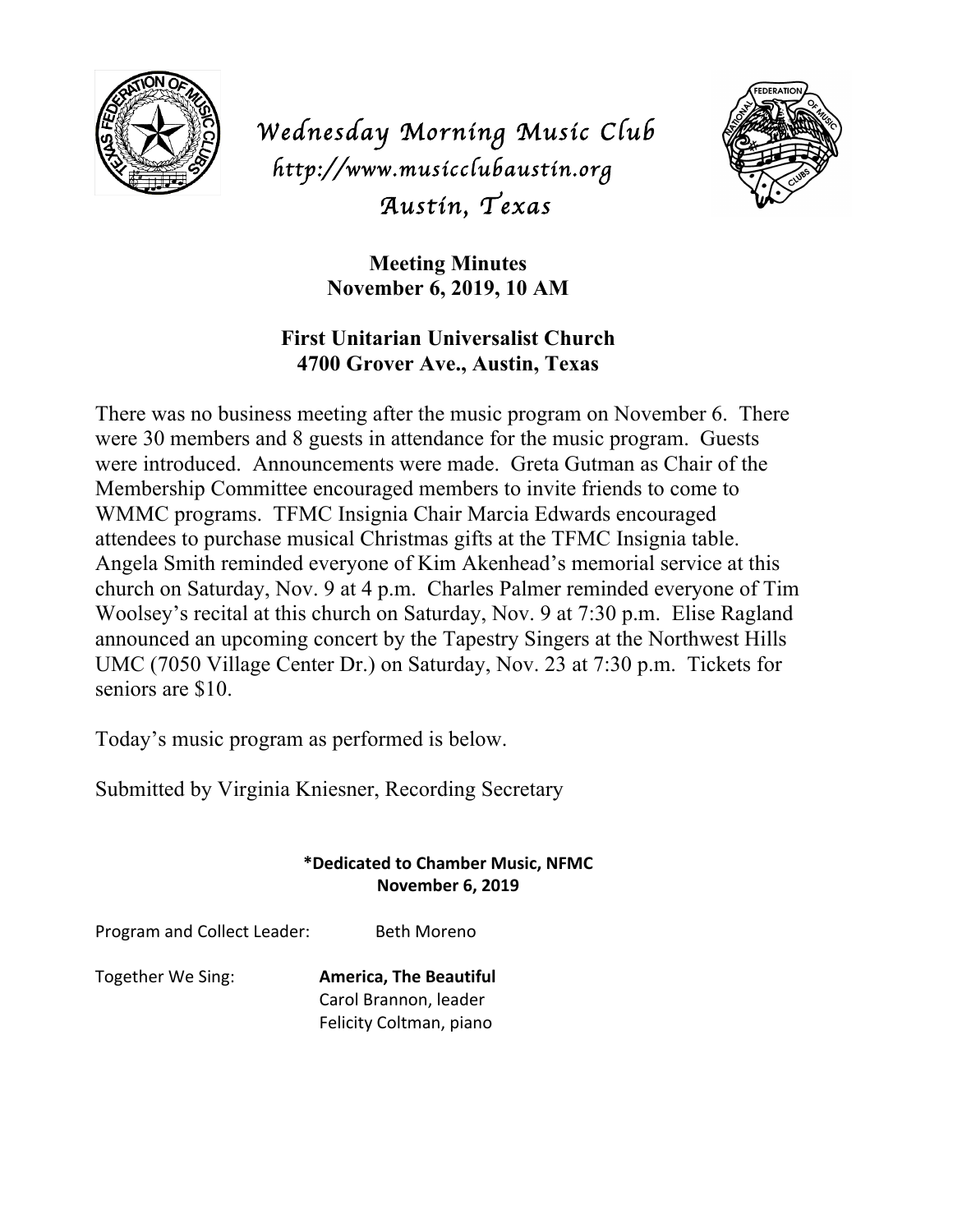# Wednesday Morning Music Club

http://www.musicclubaustin.org

Austin, Texas

## Meeting Minutes
**November 6, 2019, 10 AM**

**First Unitarian Universalist Church**
**4700 Grover Ave., Austin, Texas**

There was no business meeting after the music program on November 6. There were 30 members and 8 guests in attendance for the music program. Guests were introduced. Announcements were made. Greta Gutman as Chair of the Membership Committee encouraged members to invite friends to come to WMMC programs. TFMC Insignia Chair Marcia Edwards encouraged attendees to purchase musical Christmas gifts at the TFMC Insignia table. Angela Smith reminded everyone of Kim Akenhead's memorial service at this church on Saturday, Nov. 9 at 4 p.m. Charles Palmer reminded everyone of Tim Woolsey's recital at this church on Saturday, Nov. 9 at 7:30 p.m. Elise Ragland announced an upcoming concert by the Tapestry Singers at the Northwest Hills UMC (7050 Village Center Dr.) on Saturday, Nov. 23 at 7:30 p.m. Tickets for seniors are $10.

Today's music program as performed is below.

Submitted by Virginia Kniesner, Recording Secretary

**\*Dedicated to Chamber Music, NFMC**
**November 6, 2019**

Program and Collect Leader: Beth Moreno

Together We Sing: **America, The Beautiful**
Carol Brannon, leader
Felicity Coltman, piano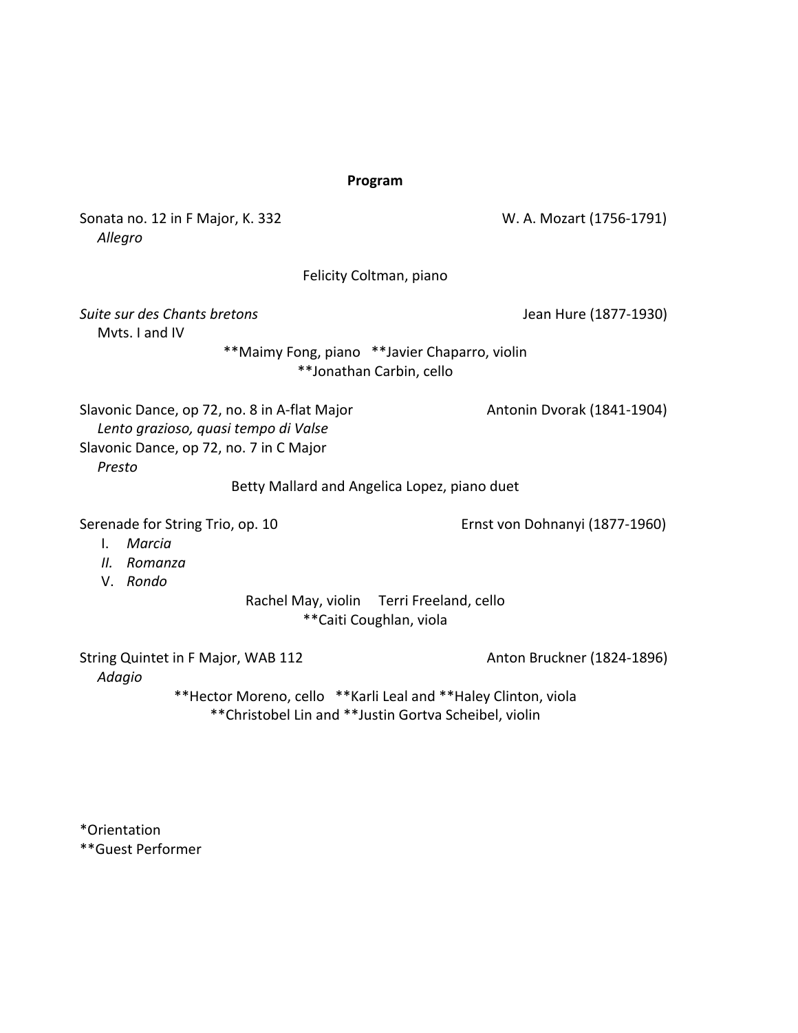**Program**

Sonata no. 12 in F Major, K. 332 — W. A. Mozart (1756-1791)

*Allegro*

Felicity Coltman, piano

*Suite sur des Chants bretons* — Jean Hure (1877-1930)

Mvts. I and IV

**Maimy Fong, piano **Javier Chaparro, violin

**Jonathan Carbin, cello

Slavonic Dance, op 72, no. 8 in A-flat Major — Antonin Dvorak (1841-1904)

*Lento grazioso, quasi tempo di Valse*

Slavonic Dance, op 72, no. 7 in C Major

*Presto*

Betty Mallard and Angelica Lopez, piano duet

Serenade for String Trio, op. 10 — Ernst von Dohnanyi (1877-1960)

I. *Marcia*

*II. Romanza*

V. *Rondo*

Rachel May, violin Terri Freeland, cello

**Caiti Coughlan, viola

String Quintet in F Major, WAB 112 — Anton Bruckner (1824-1896)

*Adagio*

**Hector Moreno, cello **Karli Leal and **Haley Clinton, viola

**Christobel Lin and **Justin Gortva Scheibel, violin

*Orientation

**Guest Performer